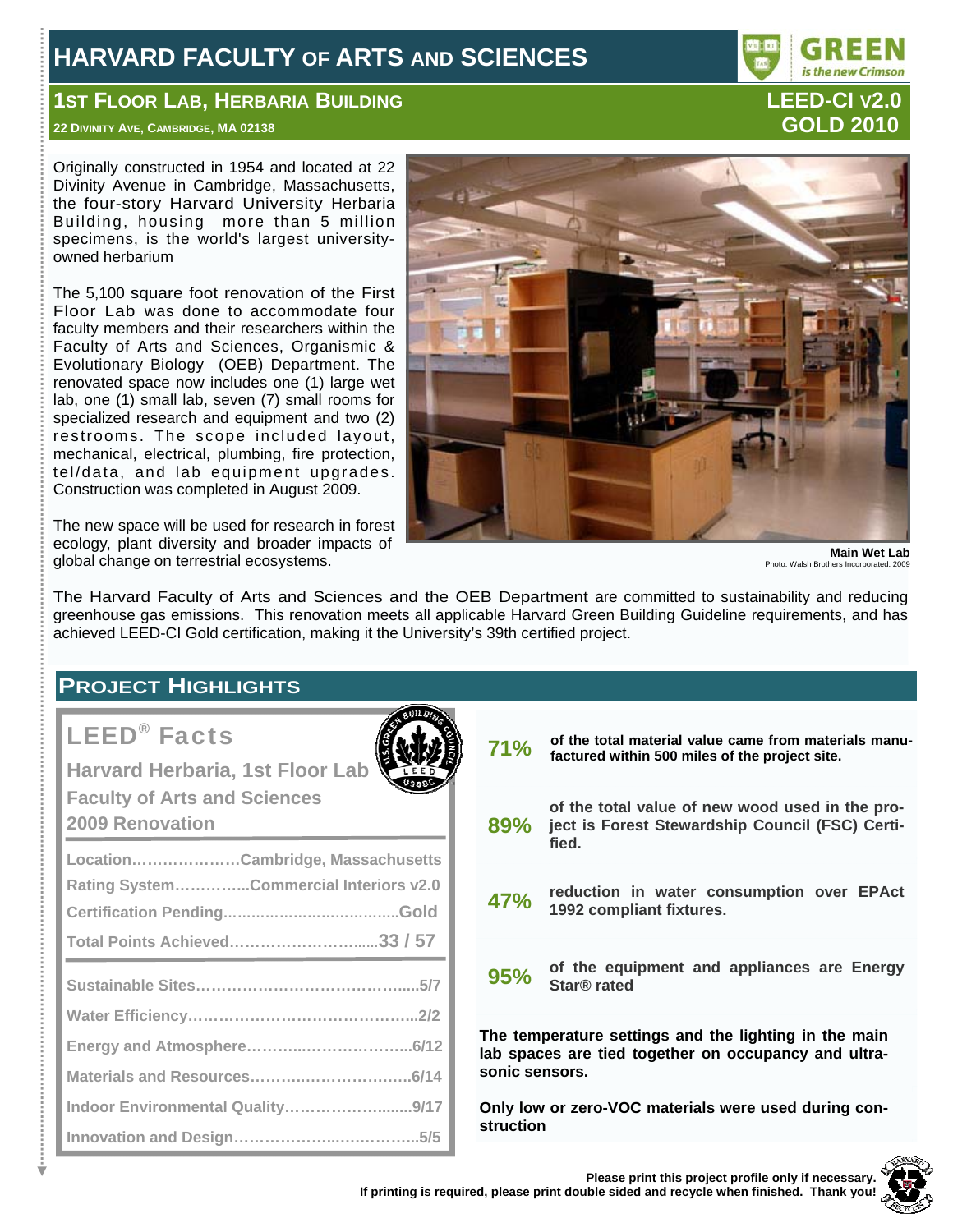# HARVARD FACULTY OF ARTS AND SCIENCES

## 1ST FLOOR LAB, HERBARIA BUILDING

**22 DIVINITY AVE, CAMBRIDGE, MA 02138**

**LEED-CI v2.0**
**GOLD 2010**

Originally constructed in 1954 and located at 22 Divinity Avenue in Cambridge, Massachusetts, the four-story Harvard University Herbaria Building, housing more than 5 million specimens, is the world's largest university-owned herbarium

The 5,100 square foot renovation of the First Floor Lab was done to accommodate four faculty members and their researchers within the Faculty of Arts and Sciences, Organismic & Evolutionary Biology (OEB) Department. The renovated space now includes one (1) large wet lab, one (1) small lab, seven (7) small rooms for specialized research and equipment and two (2) restrooms. The scope included layout, mechanical, electrical, plumbing, fire protection, tel/data, and lab equipment upgrades. Construction was completed in August 2009.

The new space will be used for research in forest ecology, plant diversity and broader impacts of global change on terrestrial ecosystems.

**Main Wet Lab**
Photo: Walsh Brothers Incorporated. 2009

The Harvard Faculty of Arts and Sciences and the OEB Department are committed to sustainability and reducing greenhouse gas emissions. This renovation meets all applicable Harvard Green Building Guideline requirements, and has achieved LEED-CI Gold certification, making it the University's 39th certified project.

## PROJECT HIGHLIGHTS

### LEED® Facts

**Harvard Herbaria, 1st Floor Lab**
**Faculty of Arts and Sciences**
**2009 Renovation**

| | |
|---|---|
| Location | Cambridge, Massachusetts |
| Rating System | Commercial Interiors v2.0 |
| Certification Pending | Gold |
| Total Points Achieved | 33 / 57 |
| Sustainable Sites | 5/7 |
| Water Efficiency | 2/2 |
| Energy and Atmosphere | 6/12 |
| Materials and Resources | 6/14 |
| Indoor Environmental Quality | 9/17 |
| Innovation and Design | 5/5 |

**71%** of the total material value came from materials manufactured within 500 miles of the project site.

**89%** of the total value of new wood used in the project is Forest Stewardship Council (FSC) Certified.

**47%** reduction in water consumption over EPAct 1992 compliant fixtures.

**95%** of the equipment and appliances are Energy Star® rated

**The temperature settings and the lighting in the main lab spaces are tied together on occupancy and ultrasonic sensors.**

**Only low or zero-VOC materials were used during construction**

**Please print this project profile only if necessary. If printing is required, please print double sided and recycle when finished. Thank you!**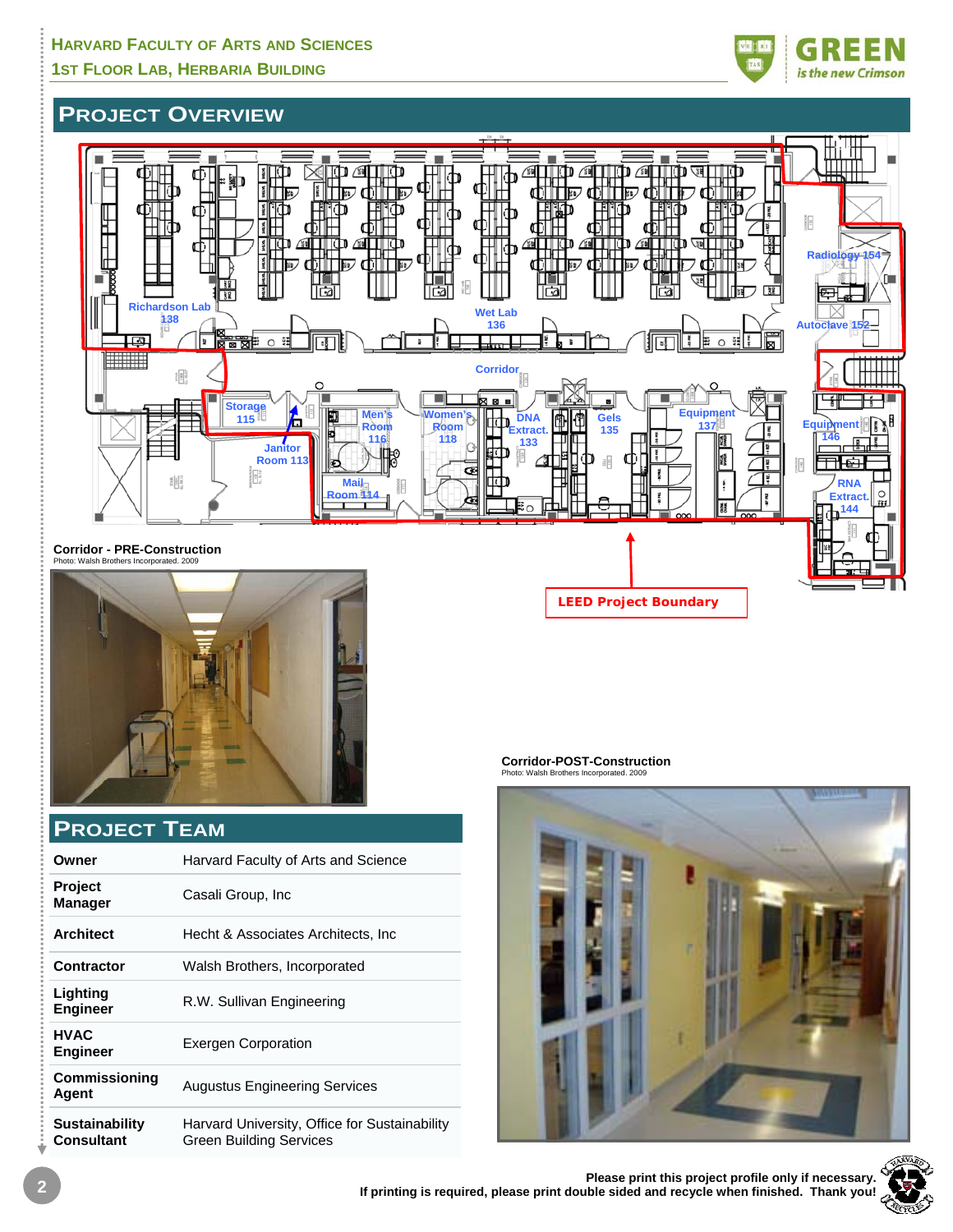## Project Overview

Richardson Lab 138

Wet Lab 136

Radiology 154

Autoclave 152

Corridor

Storage 115

Janitor Room 113

Men's Room 116

Women's Room 118

Mail Room 114

DNA Extract. 133

Gels 135

Equipment 137

Equipment 146

RNA Extract. 144

LEED Project Boundary

**Corridor - PRE-Construction**
Photo: Walsh Brothers Incorporated. 2009

**Corridor-POST-Construction**
Photo: Walsh Brothers Incorporated. 2009

## Project Team

| | |
|---|---|
| **Owner** | Harvard Faculty of Arts and Science |
| **Project Manager** | Casali Group, Inc |
| **Architect** | Hecht & Associates Architects, Inc |
| **Contractor** | Walsh Brothers, Incorporated |
| **Lighting Engineer** | R.W. Sullivan Engineering |
| **HVAC Engineer** | Exergen Corporation |
| **Commissioning Agent** | Augustus Engineering Services |
| **Sustainability Consultant** | Harvard University, Office for Sustainability Green Building Services |

**Please print this project profile only if necessary.**
**If printing is required, please print double sided and recycle when finished. Thank you!**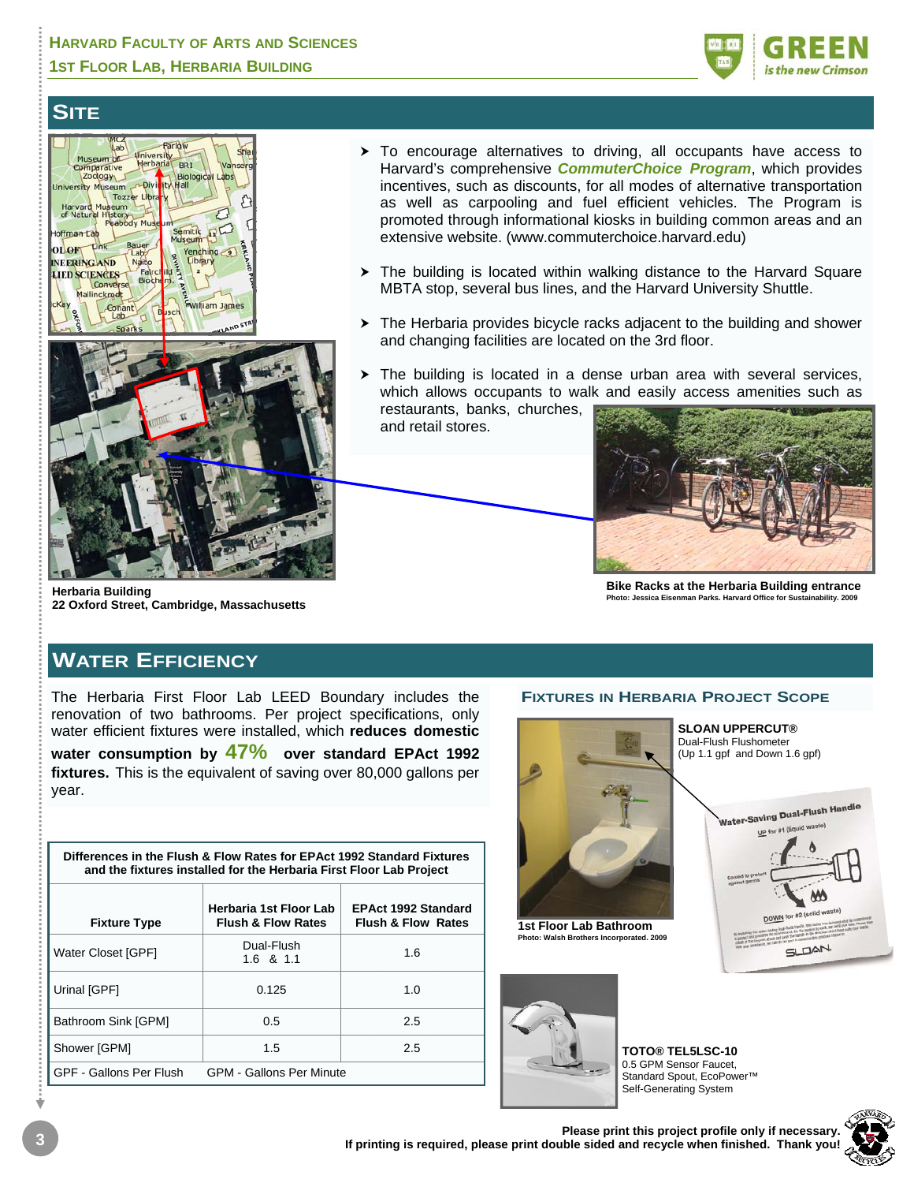# SITE

- To encourage alternatives to driving, all occupants have access to Harvard's comprehensive ***CommuterChoice Program***, which provides incentives, such as discounts, for all modes of alternative transportation as well as carpooling and fuel efficient vehicles. The Program is promoted through informational kiosks in building common areas and an extensive website. (www.commuterchoice.harvard.edu)
- The building is located within walking distance to the Harvard Square MBTA stop, several bus lines, and the Harvard University Shuttle.
- The Herbaria provides bicycle racks adjacent to the building and shower and changing facilities are located on the 3rd floor.
- The building is located in a dense urban area with several services, which allows occupants to walk and easily access amenities such as restaurants, banks, churches, and retail stores.

**Herbaria Building**
**22 Oxford Street, Cambridge, Massachusetts**

**Bike Racks at the Herbaria Building entrance**
**Photo: Jessica Eisenman Parks. Harvard Office for Sustainability. 2009**

# WATER EFFICIENCY

The Herbaria First Floor Lab LEED Boundary includes the renovation of two bathrooms. Per project specifications, only water efficient fixtures were installed, which **reduces domestic water consumption by 47% over standard EPAct 1992 fixtures.** This is the equivalent of saving over 80,000 gallons per year.

**Differences in the Flush & Flow Rates for EPAct 1992 Standard Fixtures and the fixtures installed for the Herbaria First Floor Lab Project**

| Fixture Type | Herbaria 1st Floor Lab Flush & Flow Rates | EPAct 1992 Standard Flush & Flow Rates |
|---|---|---|
| Water Closet [GPF] | Dual-Flush 1.6 & 1.1 | 1.6 |
| Urinal [GPF] | 0.125 | 1.0 |
| Bathroom Sink [GPM] | 0.5 | 2.5 |
| Shower [GPM] | 1.5 | 2.5 |
| GPF - Gallons Per Flush | GPM - Gallons Per Minute | |

## FIXTURES IN HERBARIA PROJECT SCOPE

**SLOAN UPPERCUT®**
Dual-Flush Flushometer
(Up 1.1 gpf and Down 1.6 gpf)

**1st Floor Lab Bathroom**
**Photo: Walsh Brothers Incorporated. 2009**

**TOTO® TEL5LSC-10**
0.5 GPM Sensor Faucet,
Standard Spout, EcoPower™
Self-Generating System

**Please print this project profile only if necessary.**
**If printing is required, please print double sided and recycle when finished. Thank you!**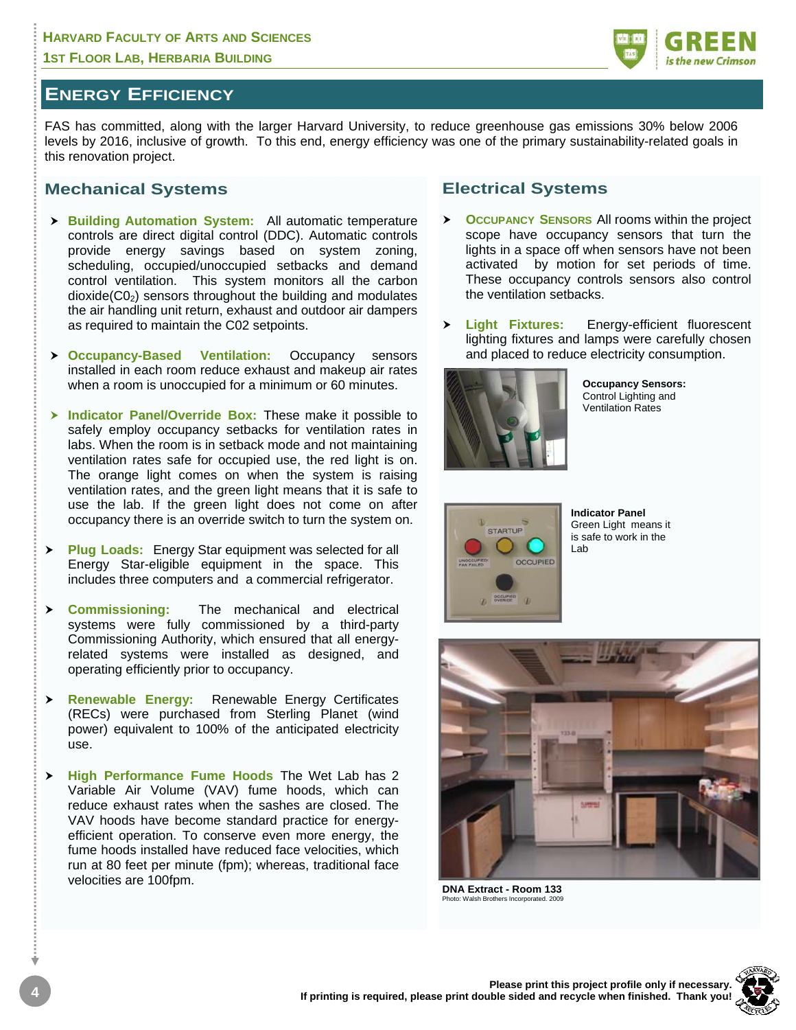## Energy Efficiency

FAS has committed, along with the larger Harvard University, to reduce greenhouse gas emissions 30% below 2006 levels by 2016, inclusive of growth. To this end, energy efficiency was one of the primary sustainability-related goals in this renovation project.

### Mechanical Systems

- **Building Automation System:** All automatic temperature controls are direct digital control (DDC). Automatic controls provide energy savings based on system zoning, scheduling, occupied/unoccupied setbacks and demand control ventilation. This system monitors all the carbon dioxide($CO_2$) sensors throughout the building and modulates the air handling unit return, exhaust and outdoor air dampers as required to maintain the C02 setpoints.
- **Occupancy-Based Ventilation:** Occupancy sensors installed in each room reduce exhaust and makeup air rates when a room is unoccupied for a minimum or 60 minutes.
- **Indicator Panel/Override Box:** These make it possible to safely employ occupancy setbacks for ventilation rates in labs. When the room is in setback mode and not maintaining ventilation rates safe for occupied use, the red light is on. The orange light comes on when the system is raising ventilation rates, and the green light means that it is safe to use the lab. If the green light does not come on after occupancy there is an override switch to turn the system on.
- **Plug Loads:** Energy Star equipment was selected for all Energy Star-eligible equipment in the space. This includes three computers and a commercial refrigerator.
- **Commissioning:** The mechanical and electrical systems were fully commissioned by a third-party Commissioning Authority, which ensured that all energy-related systems were installed as designed, and operating efficiently prior to occupancy.
- **Renewable Energy:** Renewable Energy Certificates (RECs) were purchased from Sterling Planet (wind power) equivalent to 100% of the anticipated electricity use.
- **High Performance Fume Hoods** The Wet Lab has 2 Variable Air Volume (VAV) fume hoods, which can reduce exhaust rates when the sashes are closed. The VAV hoods have become standard practice for energy-efficient operation. To conserve even more energy, the fume hoods installed have reduced face velocities, which run at 80 feet per minute (fpm); whereas, traditional face velocities are 100fpm.

### Electrical Systems

- **Occupancy Sensors** All rooms within the project scope have occupancy sensors that turn the lights in a space off when sensors have not been activated by motion for set periods of time. These occupancy controls sensors also control the ventilation setbacks.
- **Light Fixtures:** Energy-efficient fluorescent lighting fixtures and lamps were carefully chosen and placed to reduce electricity consumption.

**Occupancy Sensors:** Control Lighting and Ventilation Rates

**Indicator Panel** Green Light means it is safe to work in the Lab

**DNA Extract - Room 133**
Photo: Walsh Brothers Incorporated. 2009

**Please print this project profile only if necessary.**
**If printing is required, please print double sided and recycle when finished. Thank you!**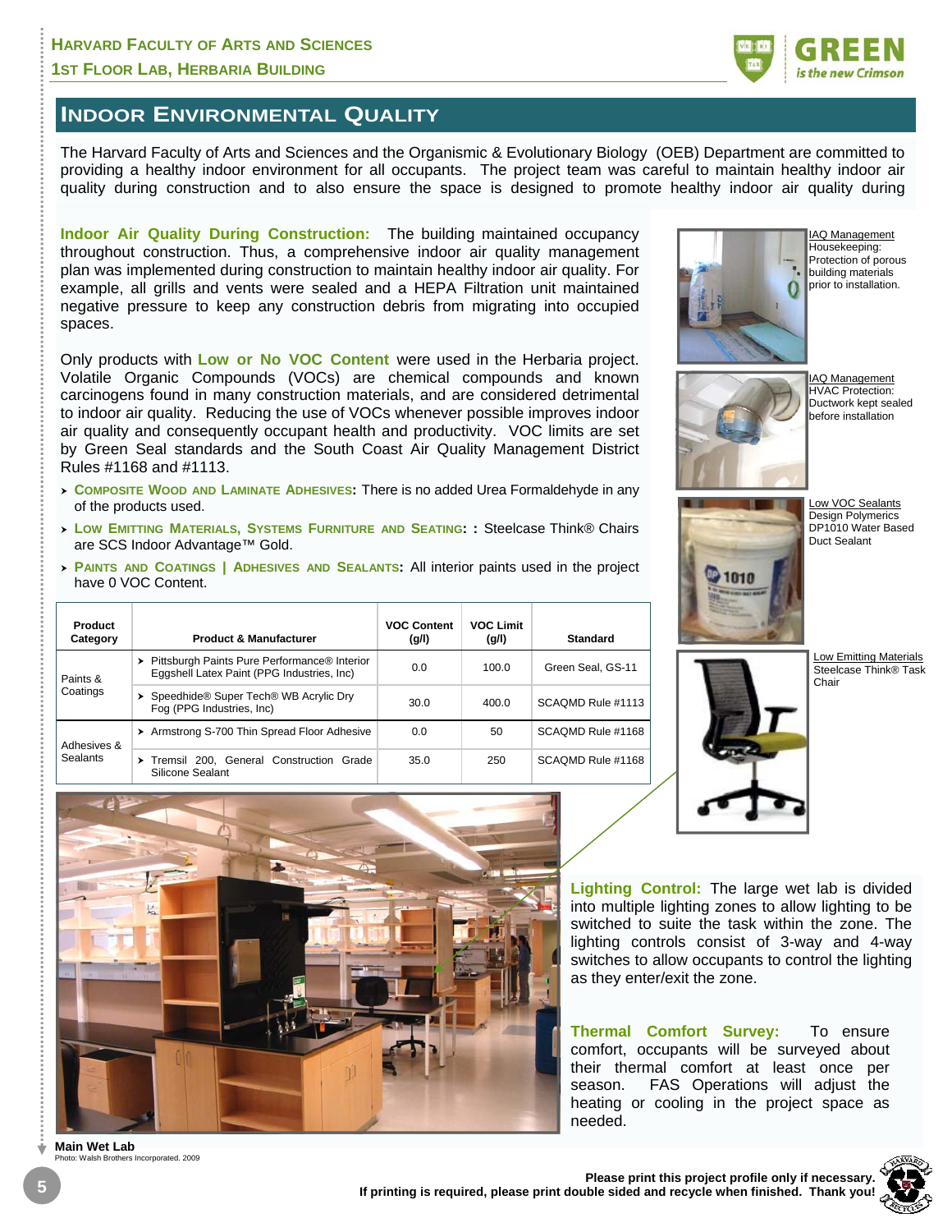# INDOOR ENVIRONMENTAL QUALITY

The Harvard Faculty of Arts and Sciences and the Organismic & Evolutionary Biology (OEB) Department are committed to providing a healthy indoor environment for all occupants. The project team was careful to maintain healthy indoor air quality during construction and to also ensure the space is designed to promote healthy indoor air quality during

**Indoor Air Quality During Construction:** The building maintained occupancy throughout construction. Thus, a comprehensive indoor air quality management plan was implemented during construction to maintain healthy indoor air quality. For example, all grills and vents were sealed and a HEPA Filtration unit maintained negative pressure to keep any construction debris from migrating into occupied spaces.

Only products with **Low or No VOC Content** were used in the Herbaria project. Volatile Organic Compounds (VOCs) are chemical compounds and known carcinogens found in many construction materials, and are considered detrimental to indoor air quality. Reducing the use of VOCs whenever possible improves indoor air quality and consequently occupant health and productivity. VOC limits are set by Green Seal standards and the South Coast Air Quality Management District Rules #1168 and #1113.

- **COMPOSITE WOOD AND LAMINATE ADHESIVES:** There is no added Urea Formaldehyde in any of the products used.
- **LOW EMITTING MATERIALS, SYSTEMS FURNITURE AND SEATING: :** Steelcase Think® Chairs are SCS Indoor Advantage™ Gold.
- **PAINTS AND COATINGS | ADHESIVES AND SEALANTS:** All interior paints used in the project have 0 VOC Content.

| Product Category | Product & Manufacturer | VOC Content (g/l) | VOC Limit (g/l) | Standard |
|---|---|---|---|---|
| Paints & Coatings | Pittsburgh Paints Pure Performance® Interior Eggshell Latex Paint (PPG Industries, Inc) | 0.0 | 100.0 | Green Seal, GS-11 |
| | Speedhide® Super Tech® WB Acrylic Dry Fog (PPG Industries, Inc) | 30.0 | 400.0 | SCAQMD Rule #1113 |
| Adhesives & Sealants | Armstrong S-700 Thin Spread Floor Adhesive | 0.0 | 50 | SCAQMD Rule #1168 |
| | Tremsil 200, General Construction Grade Silicone Sealant | 35.0 | 250 | SCAQMD Rule #1168 |

IAQ Management
Housekeeping: Protection of porous building materials prior to installation.

IAQ Management
HVAC Protection: Ductwork kept sealed before installation

Low VOC Sealants
Design Polymerics DP1010 Water Based Duct Sealant

Low Emitting Materials
Steelcase Think® Task Chair

**Main Wet Lab**
Photo: Walsh Brothers Incorporated. 2009

**Lighting Control:** The large wet lab is divided into multiple lighting zones to allow lighting to be switched to suite the task within the zone. The lighting controls consist of 3-way and 4-way switches to allow occupants to control the lighting as they enter/exit the zone.

**Thermal Comfort Survey:** To ensure comfort, occupants will be surveyed about their thermal comfort at least once per season. FAS Operations will adjust the heating or cooling in the project space as needed.

**Please print this project profile only if necessary. If printing is required, please print double sided and recycle when finished. Thank you!**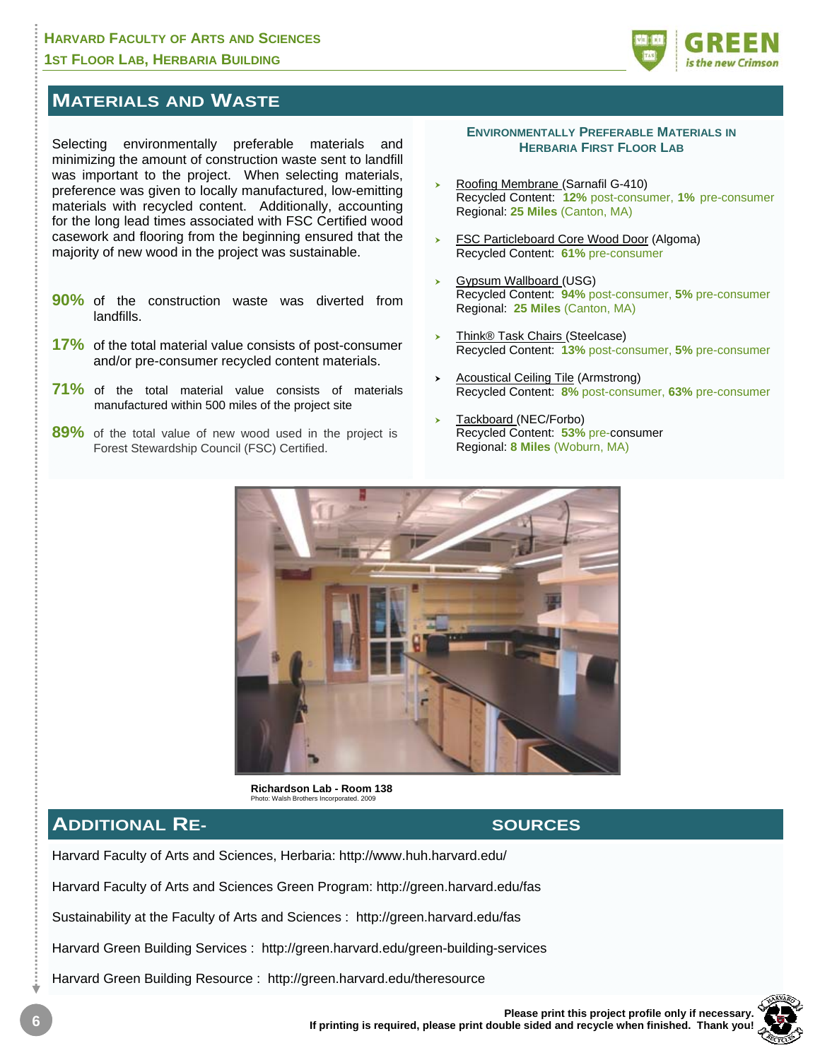## Materials and Waste

Selecting environmentally preferable materials and minimizing the amount of construction waste sent to landfill was important to the project. When selecting materials, preference was given to locally manufactured, low-emitting materials with recycled content. Additionally, accounting for the long lead times associated with FSC Certified wood casework and flooring from the beginning ensured that the majority of new wood in the project was sustainable.

**90%** of the construction waste was diverted from landfills.

**17%** of the total material value consists of post-consumer and/or pre-consumer recycled content materials.

**71%** of the total material value consists of materials manufactured within 500 miles of the project site

**89%** of the total value of new wood used in the project is Forest Stewardship Council (FSC) Certified.

### Environmentally Preferable Materials in Herbaria First Floor Lab

- Roofing Membrane (Sarnafil G-410)
  Recycled Content: **12%** post-consumer, **1%** pre-consumer
  Regional: **25 Miles** (Canton, MA)
- FSC Particleboard Core Wood Door (Algoma)
  Recycled Content: **61%** pre-consumer
- Gypsum Wallboard (USG)
  Recycled Content: **94%** post-consumer, **5%** pre-consumer
  Regional: **25 Miles** (Canton, MA)
- Think® Task Chairs (Steelcase)
  Recycled Content: **13%** post-consumer, **5%** pre-consumer
- Acoustical Ceiling Tile (Armstrong)
  Recycled Content: **8%** post-consumer, **63%** pre-consumer
- Tackboard (NEC/Forbo)
  Recycled Content: **53%** pre-consumer
  Regional: **8 Miles** (Woburn, MA)

**Richardson Lab - Room 138**
Photo: Walsh Brothers Incorporated. 2009

## Additional Resources

Harvard Faculty of Arts and Sciences, Herbaria: http://www.huh.harvard.edu/

Harvard Faculty of Arts and Sciences Green Program: http://green.harvard.edu/fas

Sustainability at the Faculty of Arts and Sciences : http://green.harvard.edu/fas

Harvard Green Building Services : http://green.harvard.edu/green-building-services

Harvard Green Building Resource : http://green.harvard.edu/theresource

**Please print this project profile only if necessary.**
**If printing is required, please print double sided and recycle when finished. Thank you!**